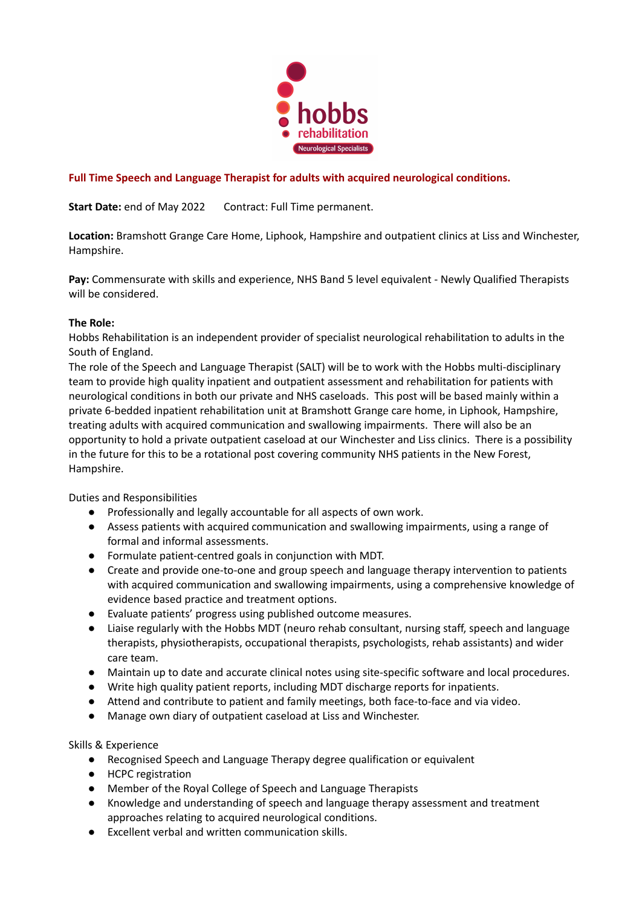hobbs rehabilitation
Neurological Specialists

## Full Time Speech and Language Therapist for adults with acquired neurological conditions.

**Start Date:** end of May 2022 Contract: Full Time permanent.

**Location:** Bramshott Grange Care Home, Liphook, Hampshire and outpatient clinics at Liss and Winchester, Hampshire.

**Pay:** Commensurate with skills and experience, NHS Band 5 level equivalent - Newly Qualified Therapists will be considered.

**The Role:**
Hobbs Rehabilitation is an independent provider of specialist neurological rehabilitation to adults in the South of England.
The role of the Speech and Language Therapist (SALT) will be to work with the Hobbs multi-disciplinary team to provide high quality inpatient and outpatient assessment and rehabilitation for patients with neurological conditions in both our private and NHS caseloads. This post will be based mainly within a private 6-bedded inpatient rehabilitation unit at Bramshott Grange care home, in Liphook, Hampshire, treating adults with acquired communication and swallowing impairments. There will also be an opportunity to hold a private outpatient caseload at our Winchester and Liss clinics. There is a possibility in the future for this to be a rotational post covering community NHS patients in the New Forest, Hampshire.

Duties and Responsibilities

- Professionally and legally accountable for all aspects of own work.
- Assess patients with acquired communication and swallowing impairments, using a range of formal and informal assessments.
- Formulate patient-centred goals in conjunction with MDT.
- Create and provide one-to-one and group speech and language therapy intervention to patients with acquired communication and swallowing impairments, using a comprehensive knowledge of evidence based practice and treatment options.
- Evaluate patients' progress using published outcome measures.
- Liaise regularly with the Hobbs MDT (neuro rehab consultant, nursing staff, speech and language therapists, physiotherapists, occupational therapists, psychologists, rehab assistants) and wider care team.
- Maintain up to date and accurate clinical notes using site-specific software and local procedures.
- Write high quality patient reports, including MDT discharge reports for inpatients.
- Attend and contribute to patient and family meetings, both face-to-face and via video.
- Manage own diary of outpatient caseload at Liss and Winchester.

Skills & Experience

- Recognised Speech and Language Therapy degree qualification or equivalent
- HCPC registration
- Member of the Royal College of Speech and Language Therapists
- Knowledge and understanding of speech and language therapy assessment and treatment approaches relating to acquired neurological conditions.
- Excellent verbal and written communication skills.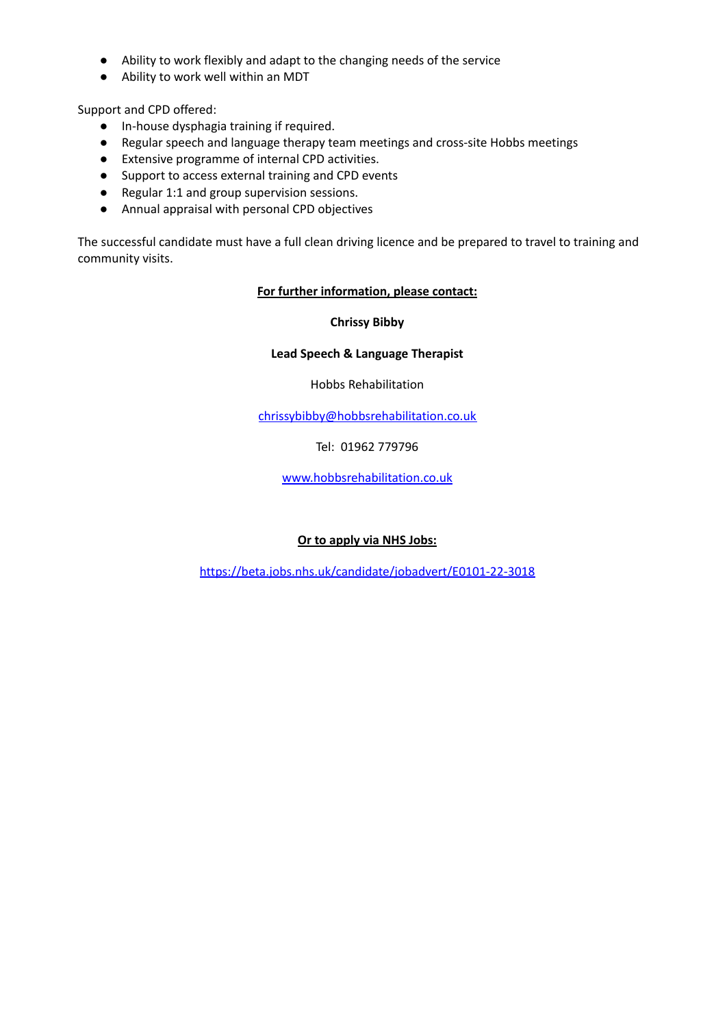- Ability to work flexibly and adapt to the changing needs of the service
- Ability to work well within an MDT

Support and CPD offered:

- In-house dysphagia training if required.
- Regular speech and language therapy team meetings and cross-site Hobbs meetings
- Extensive programme of internal CPD activities.
- Support to access external training and CPD events
- Regular 1:1 and group supervision sessions.
- Annual appraisal with personal CPD objectives

The successful candidate must have a full clean driving licence and be prepared to travel to training and community visits.

**For further information, please contact:**

**Chrissy Bibby**

**Lead Speech & Language Therapist**

Hobbs Rehabilitation

[chrissybibby@hobbsrehabilitation.co.uk](mailto:chrissybibby@hobbsrehabilitation.co.uk)

Tel: 01962 779796

[www.hobbsrehabilitation.co.uk](http://www.hobbsrehabilitation.co.uk)

**Or to apply via NHS Jobs:**

[https://beta.jobs.nhs.uk/candidate/jobadvert/E0101-22-3018](https://beta.jobs.nhs.uk/candidate/jobadvert/E0101-22-3018)